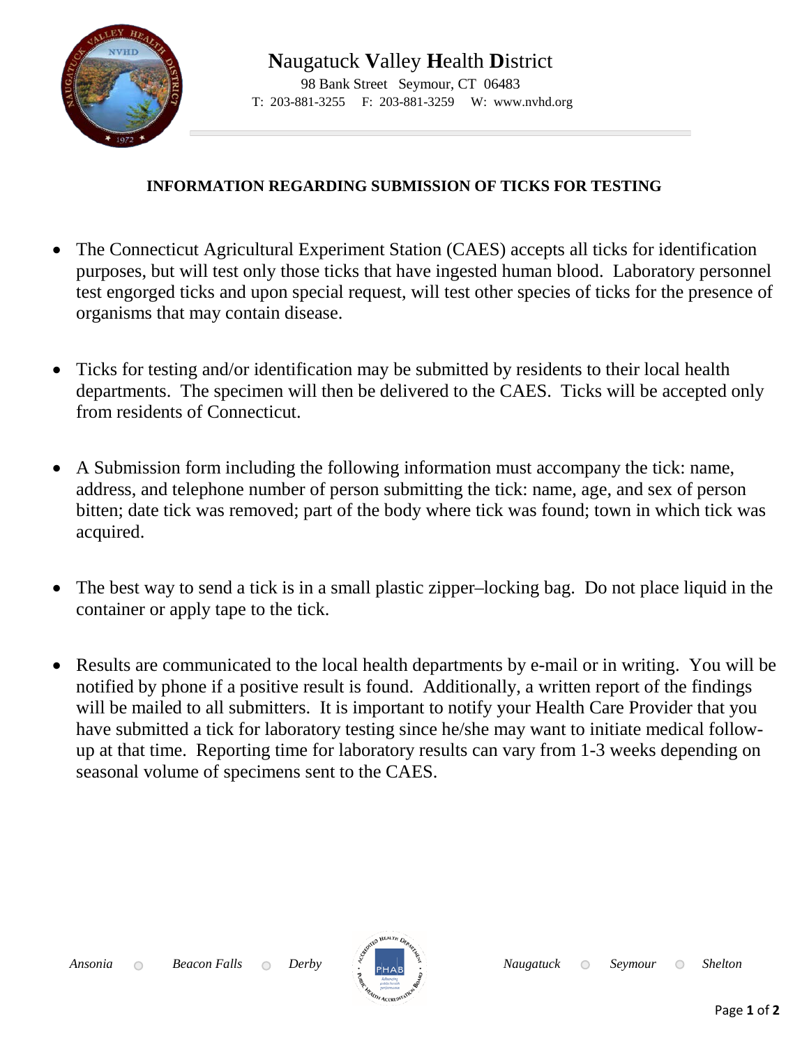# Naugatuck Valley Health District

98 Bank Street Seymour, CT 06483

T: 203-881-3255 F: 203-881-3259 W: www.nvhd.org

## INFORMATION REGARDING SUBMISSION OF TICKS FOR TESTING

- The Connecticut Agricultural Experiment Station (CAES) accepts all ticks for identification purposes, but will test only those ticks that have ingested human blood. Laboratory personnel test engorged ticks and upon special request, will test other species of ticks for the presence of organisms that may contain disease.

- Ticks for testing and/or identification may be submitted by residents to their local health departments. The specimen will then be delivered to the CAES. Ticks will be accepted only from residents of Connecticut.

- A Submission form including the following information must accompany the tick: name, address, and telephone number of person submitting the tick: name, age, and sex of person bitten; date tick was removed; part of the body where tick was found; town in which tick was acquired.

- The best way to send a tick is in a small plastic zipper–locking bag. Do not place liquid in the container or apply tape to the tick.

- Results are communicated to the local health departments by e-mail or in writing. You will be notified by phone if a positive result is found. Additionally, a written report of the findings will be mailed to all submitters. It is important to notify your Health Care Provider that you have submitted a tick for laboratory testing since he/she may want to initiate medical follow-up at that time. Reporting time for laboratory results can vary from 1-3 weeks depending on seasonal volume of specimens sent to the CAES.

*Ansonia* ○ *Beacon Falls* ○ *Derby* *Naugatuck* ○ *Seymour* ○ *Shelton*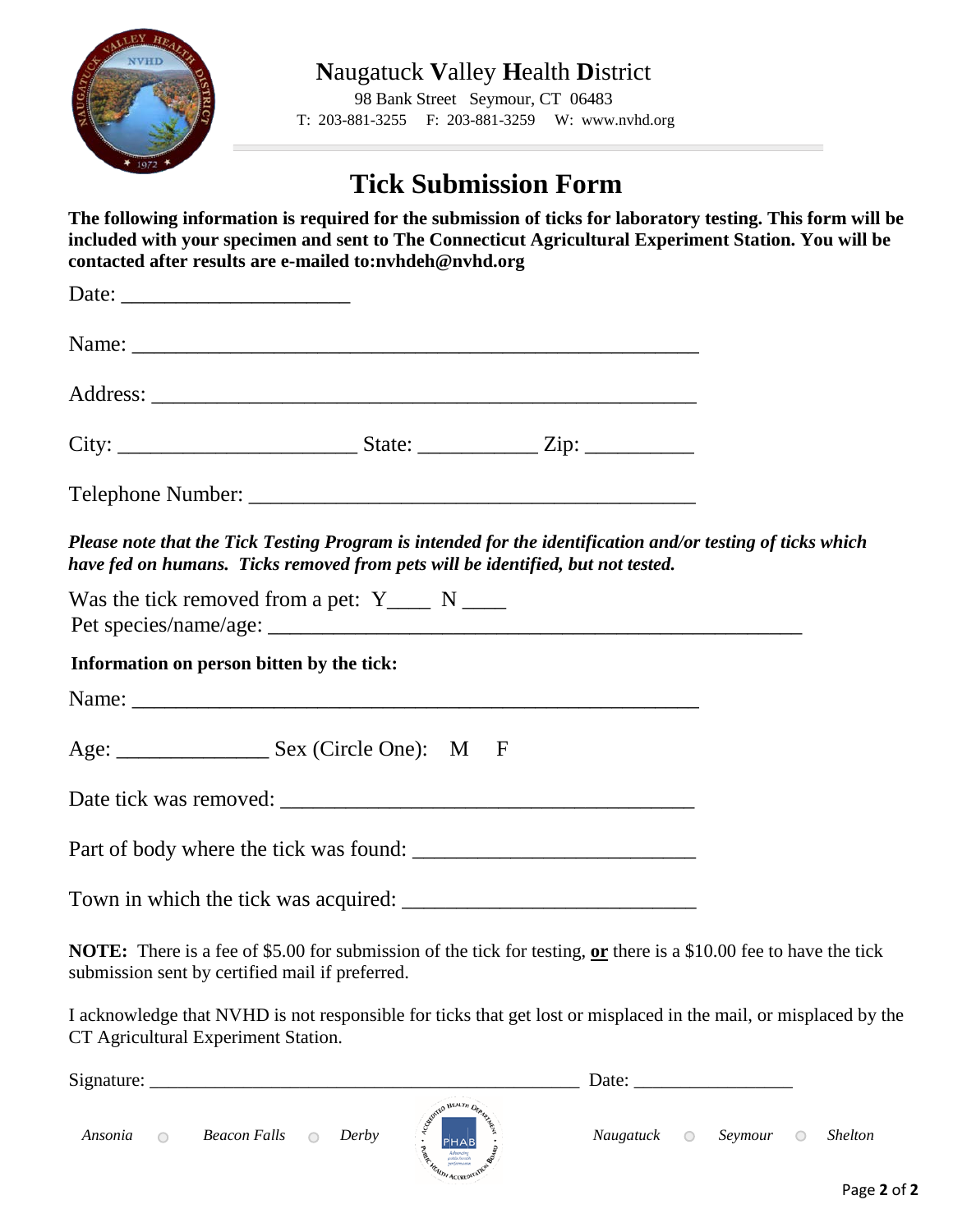**N**augatuck **V**alley **H**ealth **D**istrict

98 Bank Street Seymour, CT 06483

T: 203-881-3255 F: 203-881-3259 W: www.nvhd.org

# Tick Submission Form

**The following information is required for the submission of ticks for laboratory testing. This form will be included with your specimen and sent to The Connecticut Agricultural Experiment Station. You will be contacted after results are e-mailed to:nvhdeh@nvhd.org**

Date: _____________________

Name: ____________________________________________________

Address: __________________________________________________

City: ______________________ State: ___________ Zip: __________

Telephone Number: __________________________________________

***Please note that the Tick Testing Program is intended for the identification and/or testing of ticks which have fed on humans. Ticks removed from pets will be identified, but not tested.***

Was the tick removed from a pet: Y____ N ____

Pet species/name/age: _____________________________________________________

**Information on person bitten by the tick:**

Name: ____________________________________________________

Age: ______________ Sex (Circle One): M F

Date tick was removed: ______________________________________

Part of body where the tick was found: __________________________

Town in which the tick was acquired: ___________________________

**NOTE:** There is a fee of $5.00 for submission of the tick for testing, **or** there is a $10.00 fee to have the tick submission sent by certified mail if preferred.

I acknowledge that NVHD is not responsible for ticks that get lost or misplaced in the mail, or misplaced by the CT Agricultural Experiment Station.

Signature: _____________________________________________ Date: _________________

*Ansonia* ◦ *Beacon Falls* ◦ *Derby* *Naugatuck* ◦ *Seymour* ◦ *Shelton*